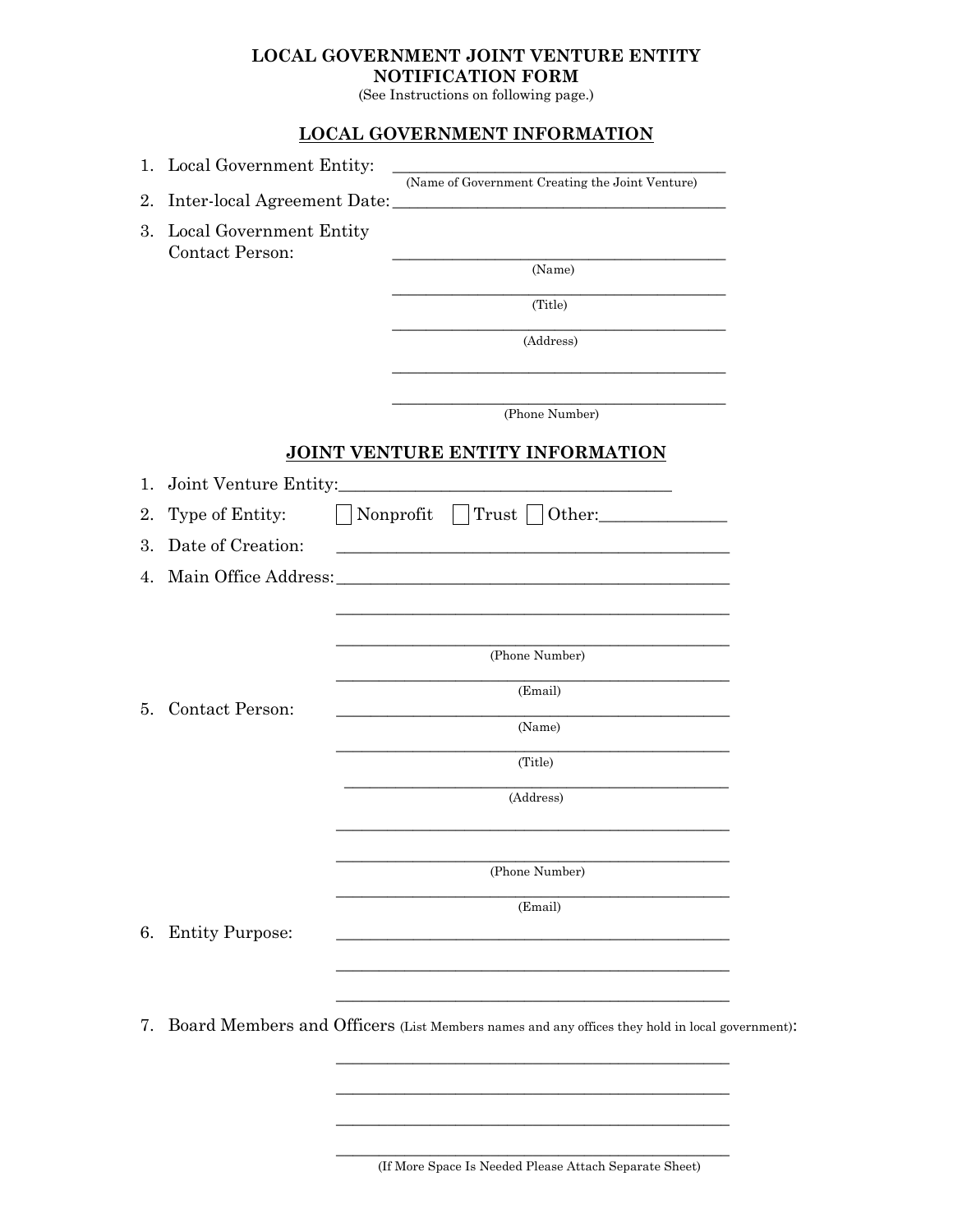# LOCAL GOVERNMENT JOINT VENTURE ENTITY NOTIFICATION FORM

(See Instructions on following page.)

## LOCAL GOVERNMENT INFORMATION

1. Local Government Entity: ________________________________________
   (Name of Government Creating the Joint Venture)
2. Inter-local Agreement Date: ________________________________________
3. Local Government Entity Contact Person:

   ________________________________________
   (Name)

   ________________________________________
   (Title)

   ________________________________________
   (Address)

   ________________________________________

   ________________________________________
   (Phone Number)

## JOINT VENTURE ENTITY INFORMATION

1. Joint Venture Entity: ________________________________________
2. Type of Entity: ☐ Nonprofit ☐ Trust ☐ Other: ______________
3. Date of Creation: ________________________________________
4. Main Office Address: ________________________________________

   ________________________________________

   ________________________________________
   (Phone Number)

   ________________________________________
   (Email)
5. Contact Person: ________________________________________
   (Name)

   ________________________________________
   (Title)

   ________________________________________
   (Address)

   ________________________________________

   ________________________________________
   (Phone Number)

   ________________________________________
   (Email)
6. Entity Purpose: ________________________________________

   ________________________________________

   ________________________________________
7. Board Members and Officers (List Members names and any offices they hold in local government):

   ________________________________________

   ________________________________________

   ________________________________________

   ________________________________________
   (If More Space Is Needed Please Attach Separate Sheet)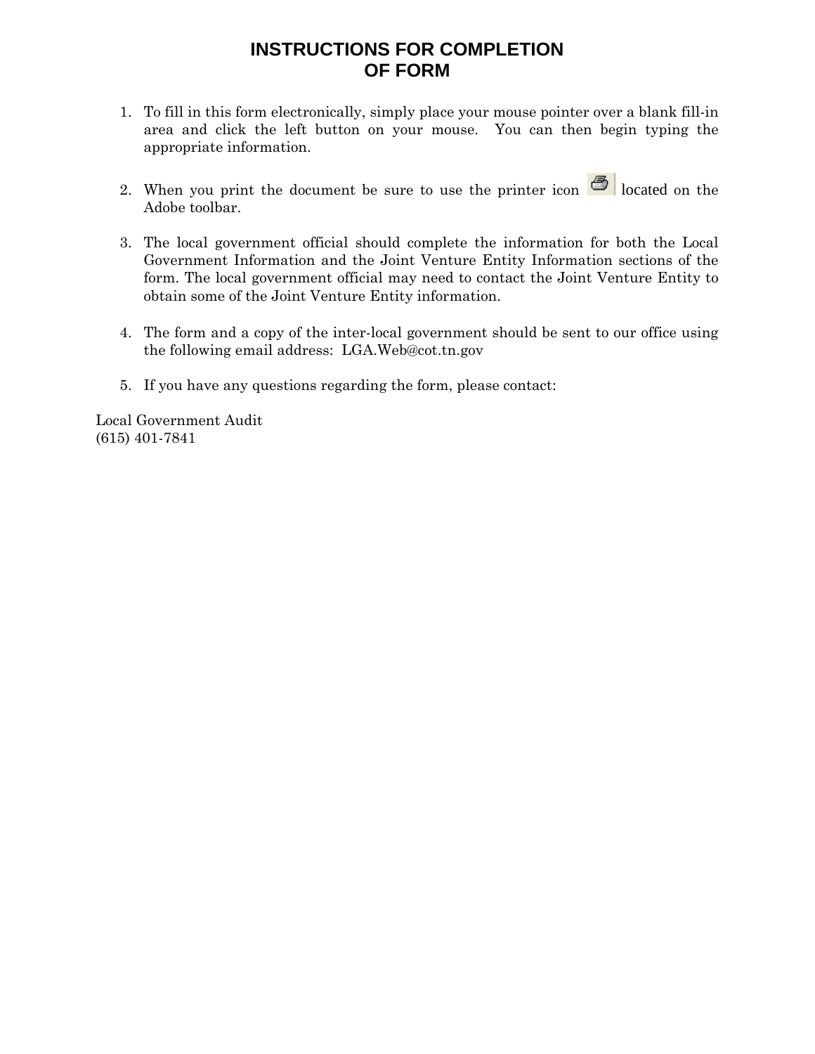# INSTRUCTIONS FOR COMPLETION OF FORM

1. To fill in this form electronically, simply place your mouse pointer over a blank fill-in area and click the left button on your mouse. You can then begin typing the appropriate information.

2. When you print the document be sure to use the printer icon located on the Adobe toolbar.

3. The local government official should complete the information for both the Local Government Information and the Joint Venture Entity Information sections of the form. The local government official may need to contact the Joint Venture Entity to obtain some of the Joint Venture Entity information.

4. The form and a copy of the inter-local government should be sent to our office using the following email address: LGA.Web@cot.tn.gov

5. If you have any questions regarding the form, please contact:

Local Government Audit
(615) 401-7841